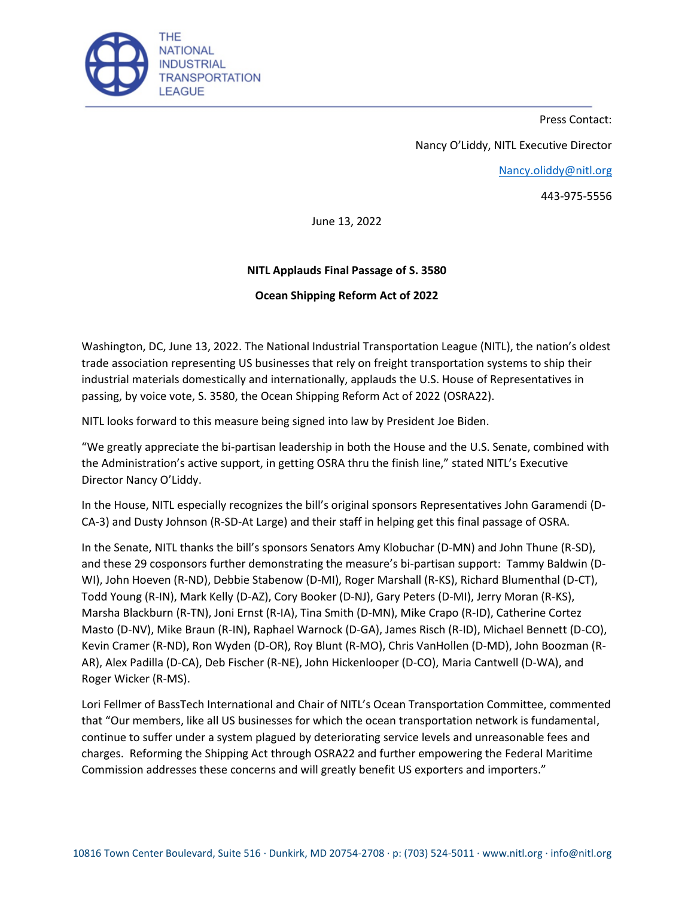THE NATIONAL INDUSTRIAL TRANSPORTATION LEAGUE

Press Contact:

Nancy O'Liddy, NITL Executive Director

Nancy.oliddy@nitl.org

443-975-5556

June 13, 2022

**NITL Applauds Final Passage of S. 3580**

**Ocean Shipping Reform Act of 2022**

Washington, DC, June 13, 2022. The National Industrial Transportation League (NITL), the nation's oldest trade association representing US businesses that rely on freight transportation systems to ship their industrial materials domestically and internationally, applauds the U.S. House of Representatives in passing, by voice vote, S. 3580, the Ocean Shipping Reform Act of 2022 (OSRA22).

NITL looks forward to this measure being signed into law by President Joe Biden.

"We greatly appreciate the bi-partisan leadership in both the House and the U.S. Senate, combined with the Administration's active support, in getting OSRA thru the finish line," stated NITL's Executive Director Nancy O'Liddy.

In the House, NITL especially recognizes the bill's original sponsors Representatives John Garamendi (D-CA-3) and Dusty Johnson (R-SD-At Large) and their staff in helping get this final passage of OSRA.

In the Senate, NITL thanks the bill's sponsors Senators Amy Klobuchar (D-MN) and John Thune (R-SD), and these 29 cosponsors further demonstrating the measure's bi-partisan support: Tammy Baldwin (D-WI), John Hoeven (R-ND), Debbie Stabenow (D-MI), Roger Marshall (R-KS), Richard Blumenthal (D-CT), Todd Young (R-IN), Mark Kelly (D-AZ), Cory Booker (D-NJ), Gary Peters (D-MI), Jerry Moran (R-KS), Marsha Blackburn (R-TN), Joni Ernst (R-IA), Tina Smith (D-MN), Mike Crapo (R-ID), Catherine Cortez Masto (D-NV), Mike Braun (R-IN), Raphael Warnock (D-GA), James Risch (R-ID), Michael Bennett (D-CO), Kevin Cramer (R-ND), Ron Wyden (D-OR), Roy Blunt (R-MO), Chris VanHollen (D-MD), John Boozman (R-AR), Alex Padilla (D-CA), Deb Fischer (R-NE), John Hickenlooper (D-CO), Maria Cantwell (D-WA), and Roger Wicker (R-MS).

Lori Fellmer of BassTech International and Chair of NITL's Ocean Transportation Committee, commented that "Our members, like all US businesses for which the ocean transportation network is fundamental, continue to suffer under a system plagued by deteriorating service levels and unreasonable fees and charges. Reforming the Shipping Act through OSRA22 and further empowering the Federal Maritime Commission addresses these concerns and will greatly benefit US exporters and importers."

10816 Town Center Boulevard, Suite 516 · Dunkirk, MD 20754-2708 · p: (703) 524-5011 · www.nitl.org · info@nitl.org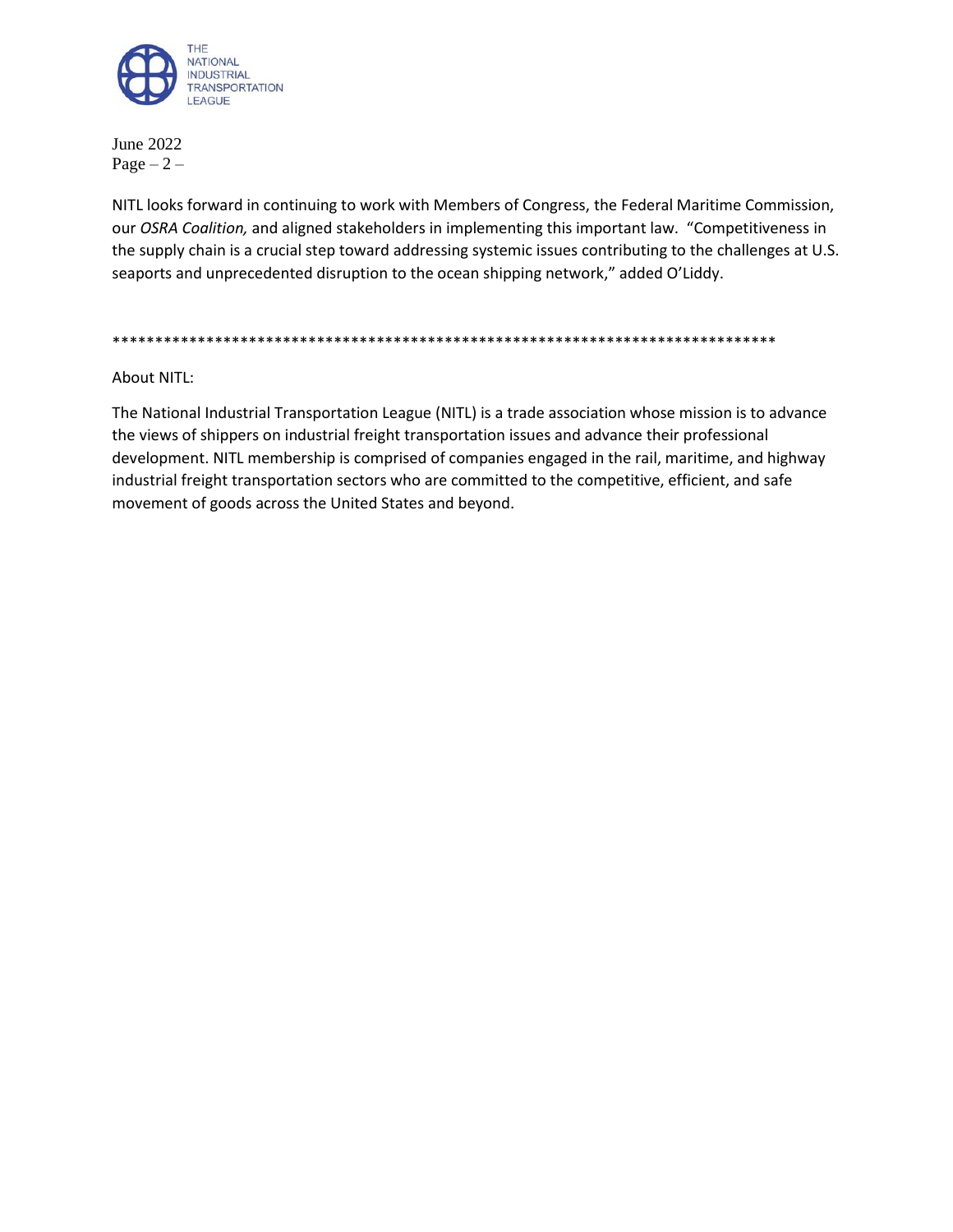NITL looks forward in continuing to work with Members of Congress, the Federal Maritime Commission, our *OSRA Coalition,* and aligned stakeholders in implementing this important law. "Competitiveness in the supply chain is a crucial step toward addressing systemic issues contributing to the challenges at U.S. seaports and unprecedented disruption to the ocean shipping network," added O'Liddy.

*******************************************************************************

About NITL:

The National Industrial Transportation League (NITL) is a trade association whose mission is to advance the views of shippers on industrial freight transportation issues and advance their professional development. NITL membership is comprised of companies engaged in the rail, maritime, and highway industrial freight transportation sectors who are committed to the competitive, efficient, and safe movement of goods across the United States and beyond.